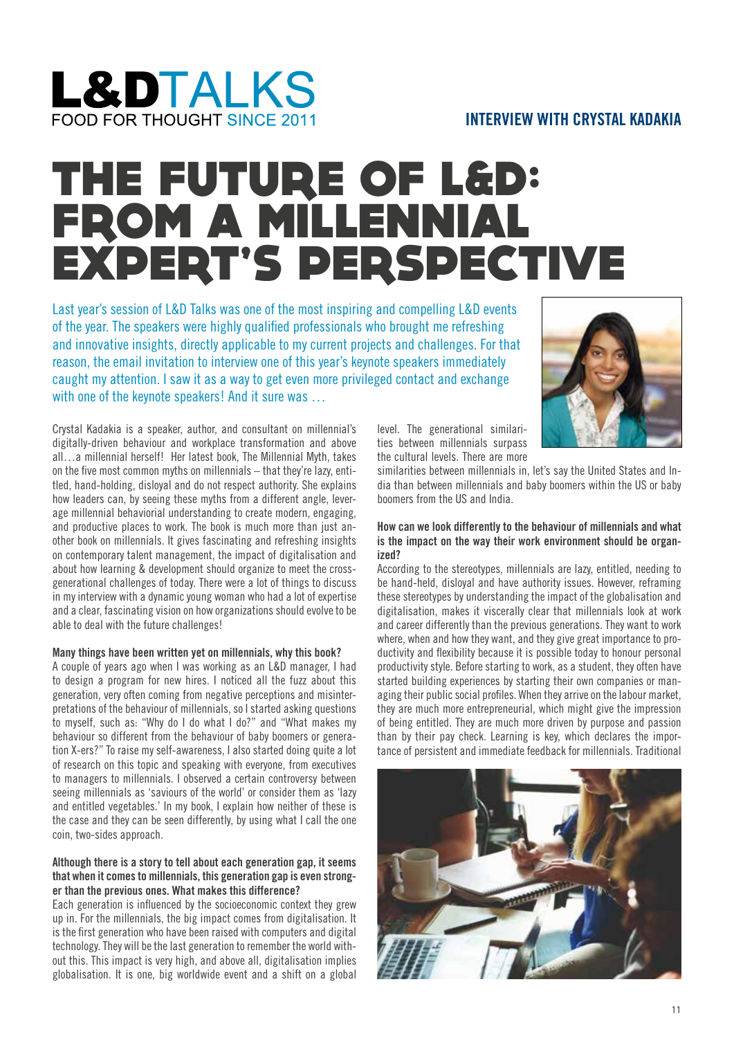# L&DTALKS

FOOD FOR THOUGHT SINCE 2011

**INTERVIEW WITH CRYSTAL KADAKIA**

# THE FUTURE OF L&D: FROM A MILLENNIAL EXPERT'S PERSPECTIVE

Last year's session of L&D Talks was one of the most inspiring and compelling L&D events of the year. The speakers were highly qualified professionals who brought me refreshing and innovative insights, directly applicable to my current projects and challenges. For that reason, the email invitation to interview one of this year's keynote speakers immediately caught my attention. I saw it as a way to get even more privileged contact and exchange with one of the keynote speakers! And it sure was …

Crystal Kadakia is a speaker, author, and consultant on millennial's digitally-driven behaviour and workplace transformation and above all…a millennial herself! Her latest book, The Millennial Myth, takes on the five most common myths on millennials – that they're lazy, entitled, hand-holding, disloyal and do not respect authority. She explains how leaders can, by seeing these myths from a different angle, leverage millennial behaviorial understanding to create modern, engaging, and productive places to work. The book is much more than just another book on millennials. It gives fascinating and refreshing insights on contemporary talent management, the impact of digitalisation and about how learning & development should organize to meet the cross-generational challenges of today. There were a lot of things to discuss in my interview with a dynamic young woman who had a lot of expertise and a clear, fascinating vision on how organizations should evolve to be able to deal with the future challenges!

**Many things have been written yet on millennials, why this book?**

A couple of years ago when I was working as an L&D manager, I had to design a program for new hires. I noticed all the fuzz about this generation, very often coming from negative perceptions and misinterpretations of the behaviour of millennials, so I started asking questions to myself, such as: "Why do I do what I do?" and "What makes my behaviour so different from the behaviour of baby boomers or generation X-ers?" To raise my self-awareness, I also started doing quite a lot of research on this topic and speaking with everyone, from executives to managers to millennials. I observed a certain controversy between seeing millennials as 'saviours of the world' or consider them as 'lazy and entitled vegetables.' In my book, I explain how neither of these is the case and they can be seen differently, by using what I call the one coin, two-sides approach.

**Although there is a story to tell about each generation gap, it seems that when it comes to millennials, this generation gap is even stronger than the previous ones. What makes this difference?**

Each generation is influenced by the socioeconomic context they grew up in. For the millennials, the big impact comes from digitalisation. It is the first generation who have been raised with computers and digital technology. They will be the last generation to remember the world without this. This impact is very high, and above all, digitalisation implies globalisation. It is one, big worldwide event and a shift on a global level. The generational similarities between millennials surpass the cultural levels. There are more similarities between millennials in, let's say the United States and India than between millennials and baby boomers within the US or baby boomers from the US and India.

**How can we look differently to the behaviour of millennials and what is the impact on the way their work environment should be organized?**

According to the stereotypes, millennials are lazy, entitled, needing to be hand-held, disloyal and have authority issues. However, reframing these stereotypes by understanding the impact of the globalisation and digitalisation, makes it viscerally clear that millennials look at work and career differently than the previous generations. They want to work where, when and how they want, and they give great importance to productivity and flexibility because it is possible today to honour personal productivity style. Before starting to work, as a student, they often have started building experiences by starting their own companies or managing their public social profiles. When they arrive on the labour market, they are much more entrepreneurial, which might give the impression of being entitled. They are much more driven by purpose and passion than by their pay check. Learning is key, which declares the importance of persistent and immediate feedback for millennials. Traditional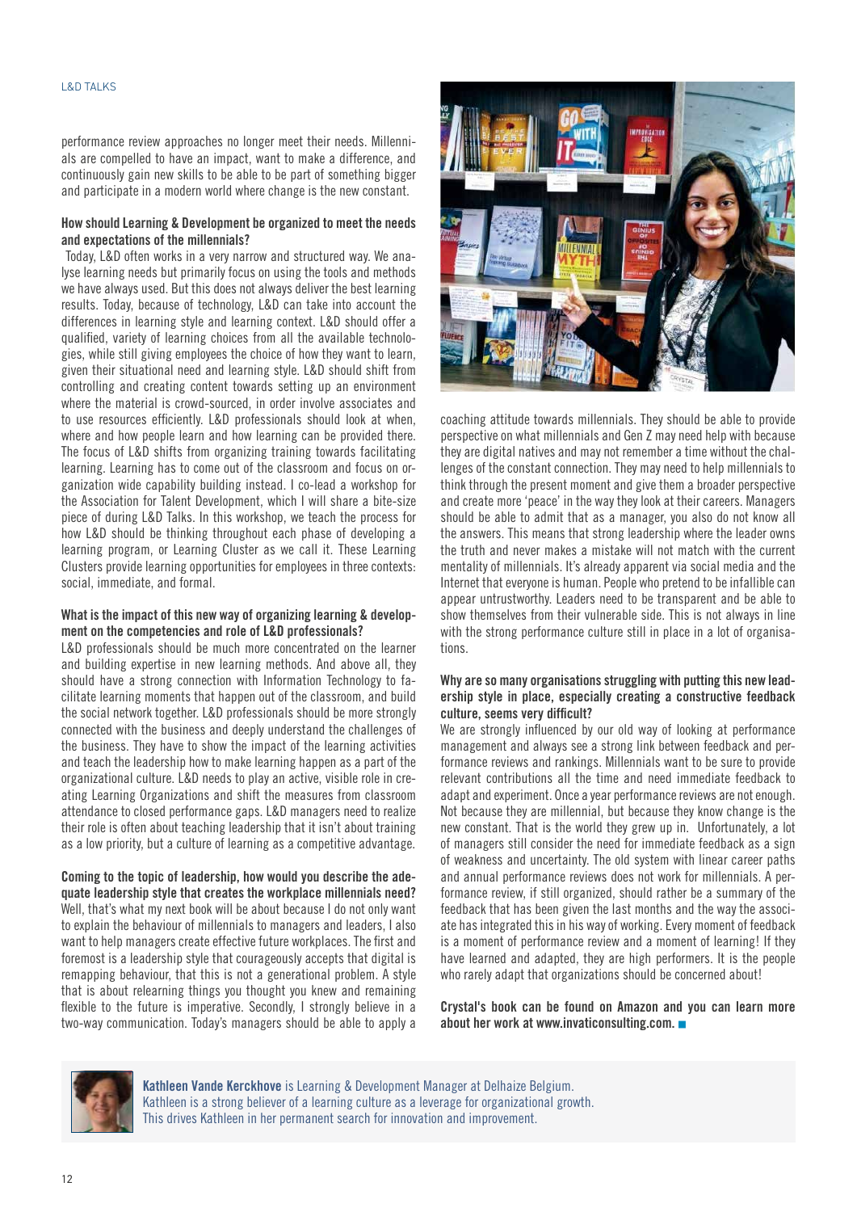performance review approaches no longer meet their needs. Millennials are compelled to have an impact, want to make a difference, and continuously gain new skills to be able to be part of something bigger and participate in a modern world where change is the new constant.

**How should Learning & Development be organized to meet the needs and expectations of the millennials?**

Today, L&D often works in a very narrow and structured way. We analyse learning needs but primarily focus on using the tools and methods we have always used. But this does not always deliver the best learning results. Today, because of technology, L&D can take into account the differences in learning style and learning context. L&D should offer a qualified, variety of learning choices from all the available technologies, while still giving employees the choice of how they want to learn, given their situational need and learning style. L&D should shift from controlling and creating content towards setting up an environment where the material is crowd-sourced, in order involve associates and to use resources efficiently. L&D professionals should look at when, where and how people learn and how learning can be provided there. The focus of L&D shifts from organizing training towards facilitating learning. Learning has to come out of the classroom and focus on organization wide capability building instead. I co-lead a workshop for the Association for Talent Development, which I will share a bite-size piece of during L&D Talks. In this workshop, we teach the process for how L&D should be thinking throughout each phase of developing a learning program, or Learning Cluster as we call it. These Learning Clusters provide learning opportunities for employees in three contexts: social, immediate, and formal.

**What is the impact of this new way of organizing learning & development on the competencies and role of L&D professionals?**

L&D professionals should be much more concentrated on the learner and building expertise in new learning methods. And above all, they should have a strong connection with Information Technology to facilitate learning moments that happen out of the classroom, and build the social network together. L&D professionals should be more strongly connected with the business and deeply understand the challenges of the business. They have to show the impact of the learning activities and teach the leadership how to make learning happen as a part of the organizational culture. L&D needs to play an active, visible role in creating Learning Organizations and shift the measures from classroom attendance to closed performance gaps. L&D managers need to realize their role is often about teaching leadership that it isn't about training as a low priority, but a culture of learning as a competitive advantage.

**Coming to the topic of leadership, how would you describe the adequate leadership style that creates the workplace millennials need?**

Well, that's what my next book will be about because I do not only want to explain the behaviour of millennials to managers and leaders, I also want to help managers create effective future workplaces. The first and foremost is a leadership style that courageously accepts that digital is remapping behaviour, that this is not a generational problem. A style that is about relearning things you thought you knew and remaining flexible to the future is imperative. Secondly, I strongly believe in a two-way communication. Today's managers should be able to apply a coaching attitude towards millennials. They should be able to provide perspective on what millennials and Gen Z may need help with because they are digital natives and may not remember a time without the challenges of the constant connection. They may need to help millennials to think through the present moment and give them a broader perspective and create more 'peace' in the way they look at their careers. Managers should be able to admit that as a manager, you also do not know all the answers. This means that strong leadership where the leader owns the truth and never makes a mistake will not match with the current mentality of millennials. It's already apparent via social media and the Internet that everyone is human. People who pretend to be infallible can appear untrustworthy. Leaders need to be transparent and be able to show themselves from their vulnerable side. This is not always in line with the strong performance culture still in place in a lot of organisations.

**Why are so many organisations struggling with putting this new leadership style in place, especially creating a constructive feedback culture, seems very difficult?**

We are strongly influenced by our old way of looking at performance management and always see a strong link between feedback and performance reviews and rankings. Millennials want to be sure to provide relevant contributions all the time and need immediate feedback to adapt and experiment. Once a year performance reviews are not enough. Not because they are millennial, but because they know change is the new constant. That is the world they grew up in. Unfortunately, a lot of managers still consider the need for immediate feedback as a sign of weakness and uncertainty. The old system with linear career paths and annual performance reviews does not work for millennials. A performance review, if still organized, should rather be a summary of the feedback that has been given the last months and the way the associate has integrated this in his way of working. Every moment of feedback is a moment of performance review and a moment of learning! If they have learned and adapted, they are high performers. It is the people who rarely adapt that organizations should be concerned about!

**Crystal's book can be found on Amazon and you can learn more about her work at www.invaticonsulting.com.**

**Kathleen Vande Kerckhove** is Learning & Development Manager at Delhaize Belgium. Kathleen is a strong believer of a learning culture as a leverage for organizational growth. This drives Kathleen in her permanent search for innovation and improvement.